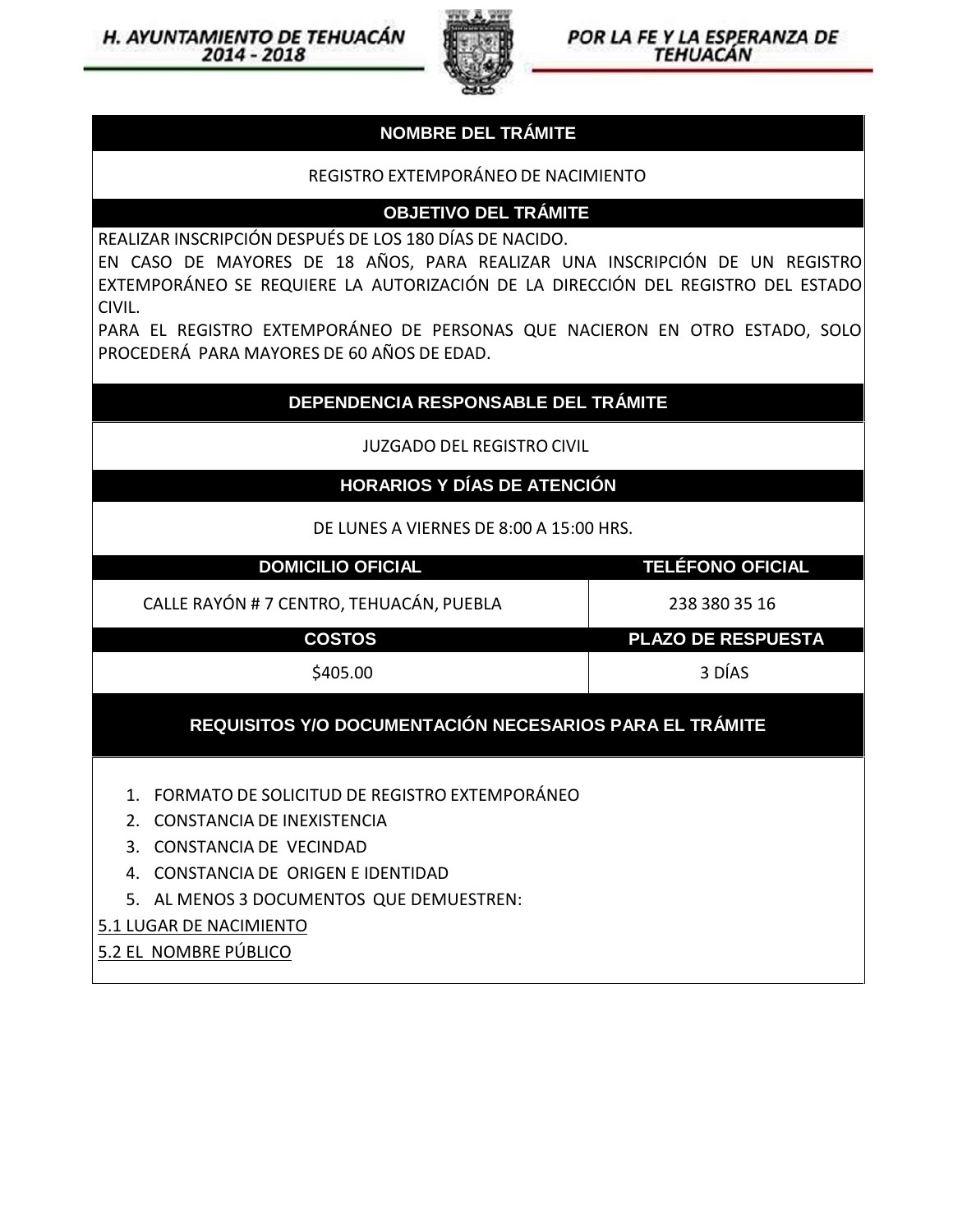## NOMBRE DEL TRÁMITE

REGISTRO EXTEMPORÁNEO DE NACIMIENTO

## OBJETIVO DEL TRÁMITE

REALIZAR INSCRIPCIÓN DESPUÉS DE LOS 180 DÍAS DE NACIDO.

EN CASO DE MAYORES DE 18 AÑOS, PARA REALIZAR UNA INSCRIPCIÓN DE UN REGISTRO EXTEMPORÁNEO SE REQUIERE LA AUTORIZACIÓN DE LA DIRECCIÓN DEL REGISTRO DEL ESTADO CIVIL.

PARA EL REGISTRO EXTEMPORÁNEO DE PERSONAS QUE NACIERON EN OTRO ESTADO, SOLO PROCEDERÁ PARA MAYORES DE 60 AÑOS DE EDAD.

## DEPENDENCIA RESPONSABLE DEL TRÁMITE

JUZGADO DEL REGISTRO CIVIL

## HORARIOS Y DÍAS DE ATENCIÓN

DE LUNES A VIERNES DE 8:00 A 15:00 HRS.

| DOMICILIO OFICIAL | TELÉFONO OFICIAL |
|---|---|
| CALLE RAYÓN # 7 CENTRO, TEHUACÁN, PUEBLA | 238 380 35 16 |
| **COSTOS** | **PLAZO DE RESPUESTA** |
| $405.00 | 3 DÍAS |

## REQUISITOS Y/O DOCUMENTACIÓN NECESARIOS PARA EL TRÁMITE

1. FORMATO DE SOLICITUD DE REGISTRO EXTEMPORÁNEO
2. CONSTANCIA DE INEXISTENCIA
3. CONSTANCIA DE VECINDAD
4. CONSTANCIA DE ORIGEN E IDENTIDAD
5. AL MENOS 3 DOCUMENTOS QUE DEMUESTREN:

<u>5.1 LUGAR DE NACIMIENTO</u>

<u>5.2 EL NOMBRE PÚBLICO</u>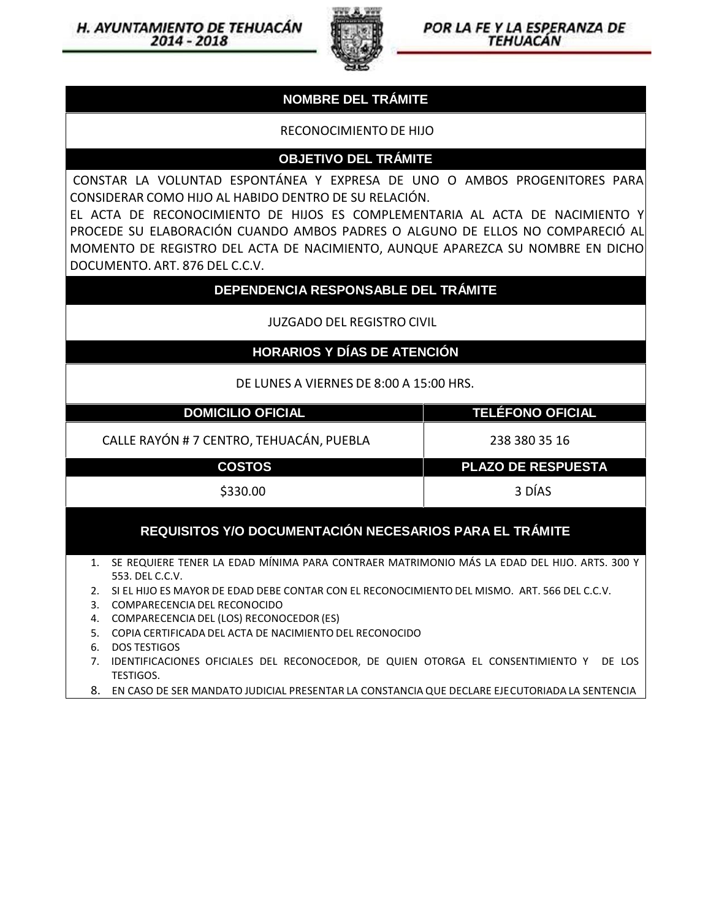| NOMBRE DEL TRÁMITE | |
|---|---|
| RECONOCIMIENTO DE HIJO | |
| **OBJETIVO DEL TRÁMITE** | |
| CONSTAR LA VOLUNTAD ESPONTÁNEA Y EXPRESA DE UNO O AMBOS PROGENITORES PARA CONSIDERAR COMO HIJO AL HABIDO DENTRO DE SU RELACIÓN. EL ACTA DE RECONOCIMIENTO DE HIJOS ES COMPLEMENTARIA AL ACTA DE NACIMIENTO Y PROCEDE SU ELABORACIÓN CUANDO AMBOS PADRES O ALGUNO DE ELLOS NO COMPARECIÓ AL MOMENTO DE REGISTRO DEL ACTA DE NACIMIENTO, AUNQUE APAREZCA SU NOMBRE EN DICHO DOCUMENTO. ART. 876 DEL C.C.V. | |
| **DEPENDENCIA RESPONSABLE DEL TRÁMITE** | |
| JUZGADO DEL REGISTRO CIVIL | |
| **HORARIOS Y DÍAS DE ATENCIÓN** | |
| DE LUNES A VIERNES DE 8:00 A 15:00 HRS. | |
| **DOMICILIO OFICIAL** | **TELÉFONO OFICIAL** |
| CALLE RAYÓN # 7 CENTRO, TEHUACÁN, PUEBLA | 238 380 35 16 |
| **COSTOS** | **PLAZO DE RESPUESTA** |
| $330.00 | 3 DÍAS |

## REQUISITOS Y/O DOCUMENTACIÓN NECESARIOS PARA EL TRÁMITE

1. SE REQUIERE TENER LA EDAD MÍNIMA PARA CONTRAER MATRIMONIO MÁS LA EDAD DEL HIJO. ARTS. 300 Y 553. DEL C.C.V.
2. SI EL HIJO ES MAYOR DE EDAD DEBE CONTAR CON EL RECONOCIMIENTO DEL MISMO. ART. 566 DEL C.C.V.
3. COMPARECENCIA DEL RECONOCIDO
4. COMPARECENCIA DEL (LOS) RECONOCEDOR (ES)
5. COPIA CERTIFICADA DEL ACTA DE NACIMIENTO DEL RECONOCIDO
6. DOS TESTIGOS
7. IDENTIFICACIONES OFICIALES DEL RECONOCEDOR, DE QUIEN OTORGA EL CONSENTIMIENTO Y DE LOS TESTIGOS.
8. EN CASO DE SER MANDATO JUDICIAL PRESENTAR LA CONSTANCIA QUE DECLARE EJECUTORIADA LA SENTENCIA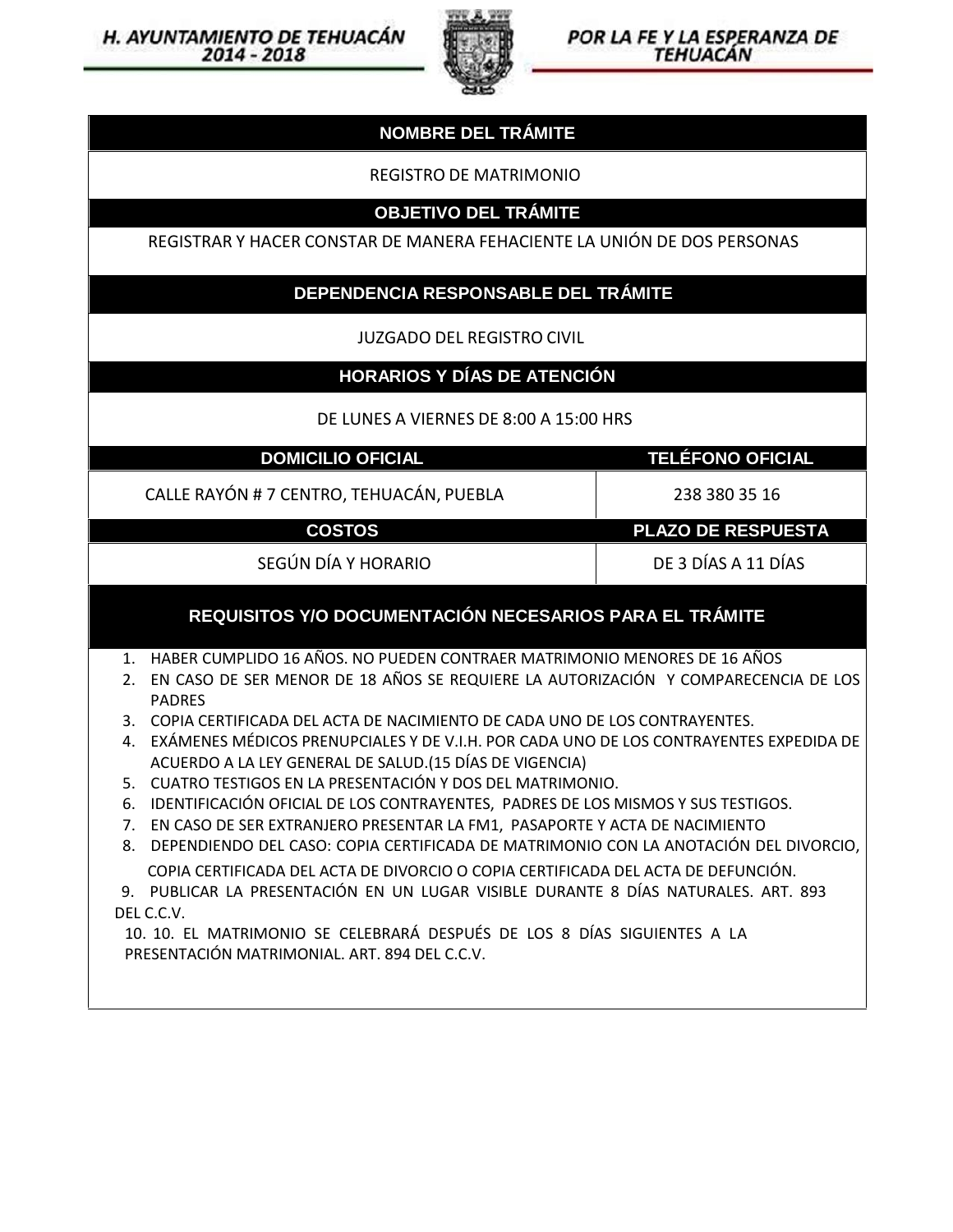**H. AYUNTAMIENTO DE TEHUACÁN 2014 - 2018**

**POR LA FE Y LA ESPERANZA DE TEHUACÁN**

| NOMBRE DEL TRÁMITE | |
|---|---|
| REGISTRO DE MATRIMONIO | |
| **OBJETIVO DEL TRÁMITE** | |
| REGISTRAR Y HACER CONSTAR DE MANERA FEHACIENTE LA UNIÓN DE DOS PERSONAS | |
| **DEPENDENCIA RESPONSABLE DEL TRÁMITE** | |
| JUZGADO DEL REGISTRO CIVIL | |
| **HORARIOS Y DÍAS DE ATENCIÓN** | |
| DE LUNES A VIERNES DE 8:00 A 15:00 HRS | |
| **DOMICILIO OFICIAL** | **TELÉFONO OFICIAL** |
| CALLE RAYÓN # 7 CENTRO, TEHUACÁN, PUEBLA | 238 380 35 16 |
| **COSTOS** | **PLAZO DE RESPUESTA** |
| SEGÚN DÍA Y HORARIO | DE 3 DÍAS A 11 DÍAS |

## REQUISITOS Y/O DOCUMENTACIÓN NECESARIOS PARA EL TRÁMITE

1. HABER CUMPLIDO 16 AÑOS. NO PUEDEN CONTRAER MATRIMONIO MENORES DE 16 AÑOS
2. EN CASO DE SER MENOR DE 18 AÑOS SE REQUIERE LA AUTORIZACIÓN Y COMPARECENCIA DE LOS PADRES
3. COPIA CERTIFICADA DEL ACTA DE NACIMIENTO DE CADA UNO DE LOS CONTRAYENTES.
4. EXÁMENES MÉDICOS PRENUPCIALES Y DE V.I.H. POR CADA UNO DE LOS CONTRAYENTES EXPEDIDA DE ACUERDO A LA LEY GENERAL DE SALUD.(15 DÍAS DE VIGENCIA)
5. CUATRO TESTIGOS EN LA PRESENTACIÓN Y DOS DEL MATRIMONIO.
6. IDENTIFICACIÓN OFICIAL DE LOS CONTRAYENTES, PADRES DE LOS MISMOS Y SUS TESTIGOS.
7. EN CASO DE SER EXTRANJERO PRESENTAR LA FM1, PASAPORTE Y ACTA DE NACIMIENTO
8. DEPENDIENDO DEL CASO: COPIA CERTIFICADA DE MATRIMONIO CON LA ANOTACIÓN DEL DIVORCIO, COPIA CERTIFICADA DEL ACTA DE DIVORCIO O COPIA CERTIFICADA DEL ACTA DE DEFUNCIÓN.
9. PUBLICAR LA PRESENTACIÓN EN UN LUGAR VISIBLE DURANTE 8 DÍAS NATURALES. ART. 893 DEL C.C.V.
10. 10. EL MATRIMONIO SE CELEBRARÁ DESPUÉS DE LOS 8 DÍAS SIGUIENTES A LA PRESENTACIÓN MATRIMONIAL. ART. 894 DEL C.C.V.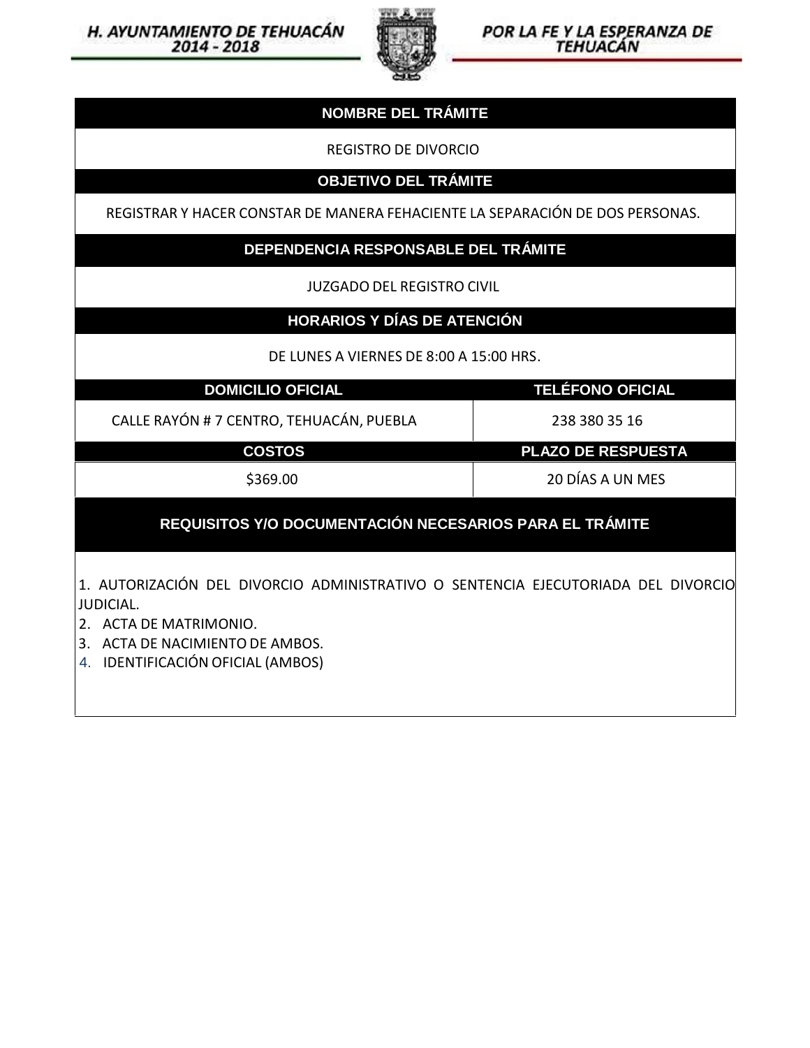H. AYUNTAMIENTO DE TEHUACÁN 2014 - 2018

POR LA FE Y LA ESPERANZA DE TEHUACÁN

| NOMBRE DEL TRÁMITE | |
|---|---|
| REGISTRO DE DIVORCIO | |
| **OBJETIVO DEL TRÁMITE** | |
| REGISTRAR Y HACER CONSTAR DE MANERA FEHACIENTE LA SEPARACIÓN DE DOS PERSONAS. | |
| **DEPENDENCIA RESPONSABLE DEL TRÁMITE** | |
| JUZGADO DEL REGISTRO CIVIL | |
| **HORARIOS Y DÍAS DE ATENCIÓN** | |
| DE LUNES A VIERNES DE 8:00 A 15:00 HRS. | |
| **DOMICILIO OFICIAL** | **TELÉFONO OFICIAL** |
| CALLE RAYÓN # 7 CENTRO, TEHUACÁN, PUEBLA | 238 380 35 16 |
| **COSTOS** | **PLAZO DE RESPUESTA** |
| $369.00 | 20 DÍAS A UN MES |

## REQUISITOS Y/O DOCUMENTACIÓN NECESARIOS PARA EL TRÁMITE

1. AUTORIZACIÓN DEL DIVORCIO ADMINISTRATIVO O SENTENCIA EJECUTORIADA DEL DIVORCIO JUDICIAL.
2. ACTA DE MATRIMONIO.
3. ACTA DE NACIMIENTO DE AMBOS.
4. IDENTIFICACIÓN OFICIAL (AMBOS)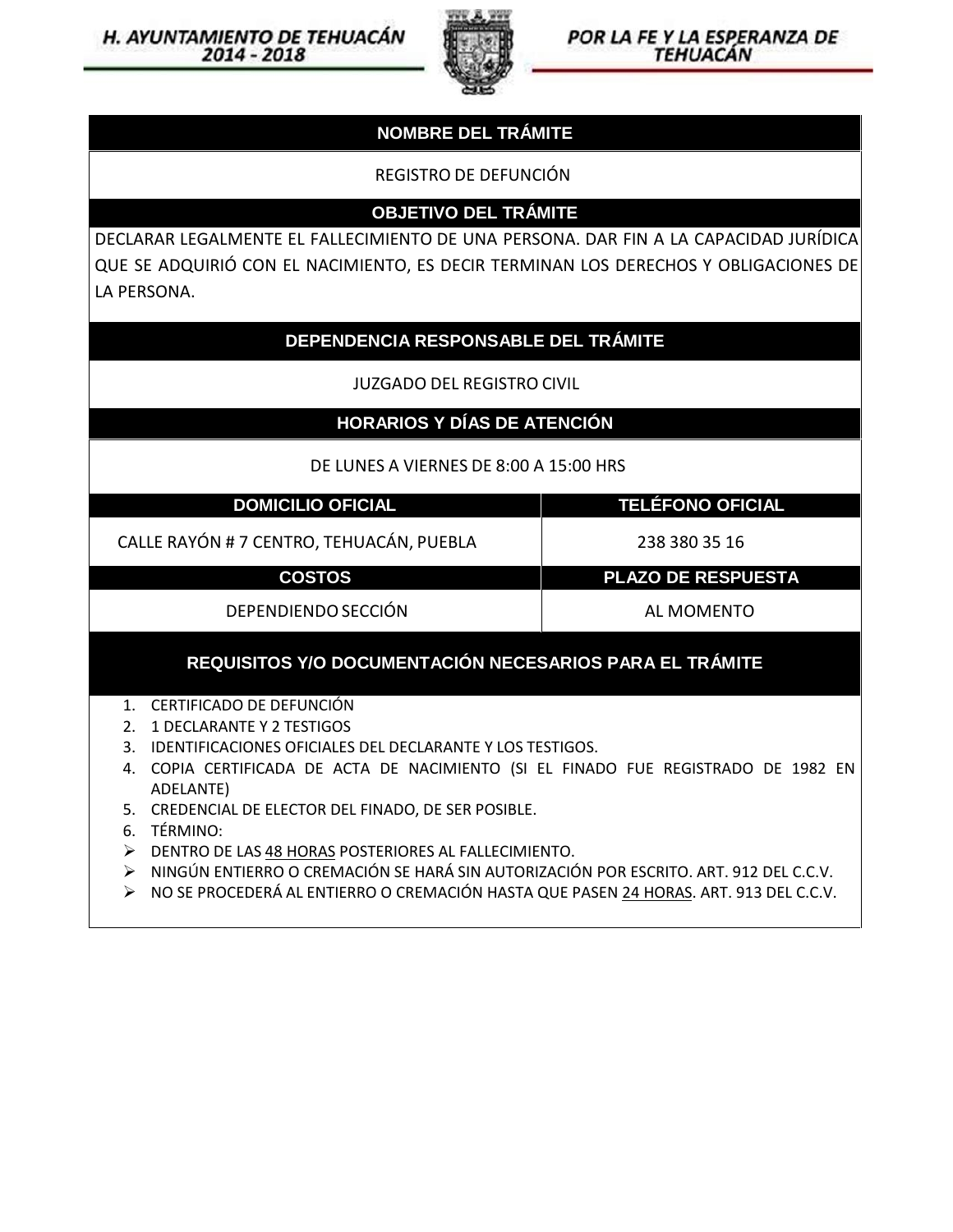## NOMBRE DEL TRÁMITE

REGISTRO DE DEFUNCIÓN

## OBJETIVO DEL TRÁMITE

DECLARAR LEGALMENTE EL FALLECIMIENTO DE UNA PERSONA. DAR FIN A LA CAPACIDAD JURÍDICA QUE SE ADQUIRIÓ CON EL NACIMIENTO, ES DECIR TERMINAN LOS DERECHOS Y OBLIGACIONES DE LA PERSONA.

## DEPENDENCIA RESPONSABLE DEL TRÁMITE

JUZGADO DEL REGISTRO CIVIL

## HORARIOS Y DÍAS DE ATENCIÓN

DE LUNES A VIERNES DE 8:00 A 15:00 HRS

| DOMICILIO OFICIAL | TELÉFONO OFICIAL |
|---|---|
| CALLE RAYÓN # 7 CENTRO, TEHUACÁN, PUEBLA | 238 380 35 16 |
| **COSTOS** | **PLAZO DE RESPUESTA** |
| DEPENDIENDO SECCIÓN | AL MOMENTO |

## REQUISITOS Y/O DOCUMENTACIÓN NECESARIOS PARA EL TRÁMITE

1. CERTIFICADO DE DEFUNCIÓN
2. 1 DECLARANTE Y 2 TESTIGOS
3. IDENTIFICACIONES OFICIALES DEL DECLARANTE Y LOS TESTIGOS.
4. COPIA CERTIFICADA DE ACTA DE NACIMIENTO (SI EL FINADO FUE REGISTRADO DE 1982 EN ADELANTE)
5. CREDENCIAL DE ELECTOR DEL FINADO, DE SER POSIBLE.
6. TÉRMINO:

- DENTRO DE LAS <u>48 HORAS</u> POSTERIORES AL FALLECIMIENTO.
- NINGÚN ENTIERRO O CREMACIÓN SE HARÁ SIN AUTORIZACIÓN POR ESCRITO. ART. 912 DEL C.C.V.
- NO SE PROCEDERÁ AL ENTIERRO O CREMACIÓN HASTA QUE PASEN <u>24 HORAS</u>. ART. 913 DEL C.C.V.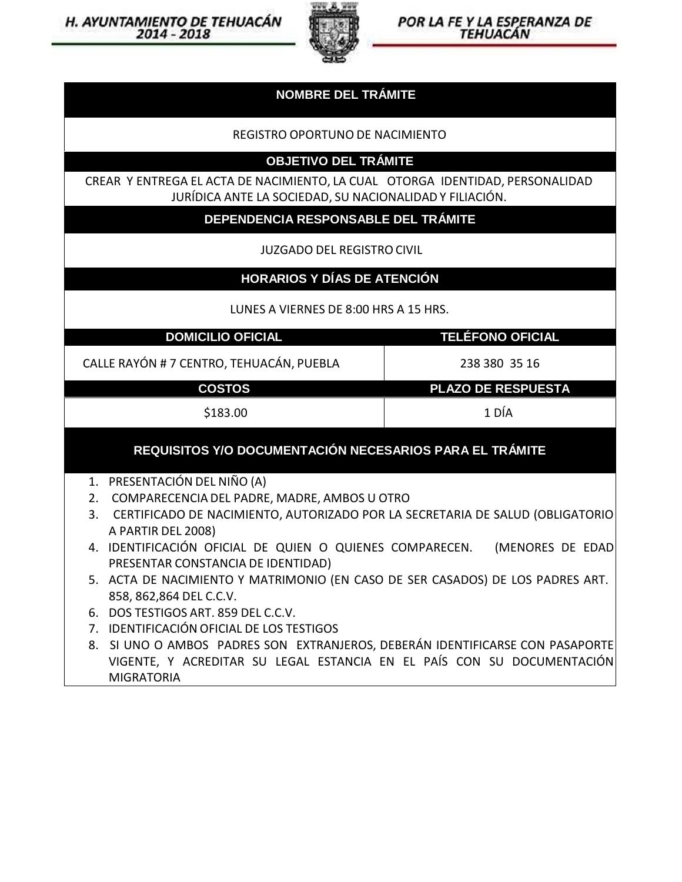## NOMBRE DEL TRÁMITE

REGISTRO OPORTUNO DE NACIMIENTO

## OBJETIVO DEL TRÁMITE

CREAR Y ENTREGA EL ACTA DE NACIMIENTO, LA CUAL OTORGA IDENTIDAD, PERSONALIDAD JURÍDICA ANTE LA SOCIEDAD, SU NACIONALIDAD Y FILIACIÓN.

## DEPENDENCIA RESPONSABLE DEL TRÁMITE

JUZGADO DEL REGISTRO CIVIL

## HORARIOS Y DÍAS DE ATENCIÓN

LUNES A VIERNES DE 8:00 HRS A 15 HRS.

| DOMICILIO OFICIAL | TELÉFONO OFICIAL |
|---|---|
| CALLE RAYÓN # 7 CENTRO, TEHUACÁN, PUEBLA | 238 380 35 16 |

| COSTOS | PLAZO DE RESPUESTA |
|---|---|
| $183.00 | 1 DÍA |

## REQUISITOS Y/O DOCUMENTACIÓN NECESARIOS PARA EL TRÁMITE

1. PRESENTACIÓN DEL NIÑO (A)
2. COMPARECENCIA DEL PADRE, MADRE, AMBOS U OTRO
3. CERTIFICADO DE NACIMIENTO, AUTORIZADO POR LA SECRETARIA DE SALUD (OBLIGATORIO A PARTIR DEL 2008)
4. IDENTIFICACIÓN OFICIAL DE QUIEN O QUIENES COMPARECEN. (MENORES DE EDAD PRESENTAR CONSTANCIA DE IDENTIDAD)
5. ACTA DE NACIMIENTO Y MATRIMONIO (EN CASO DE SER CASADOS) DE LOS PADRES ART. 858, 862,864 DEL C.C.V.
6. DOS TESTIGOS ART. 859 DEL C.C.V.
7. IDENTIFICACIÓN OFICIAL DE LOS TESTIGOS
8. SI UNO O AMBOS PADRES SON EXTRANJEROS, DEBERÁN IDENTIFICARSE CON PASAPORTE VIGENTE, Y ACREDITAR SU LEGAL ESTANCIA EN EL PAÍS CON SU DOCUMENTACIÓN MIGRATORIA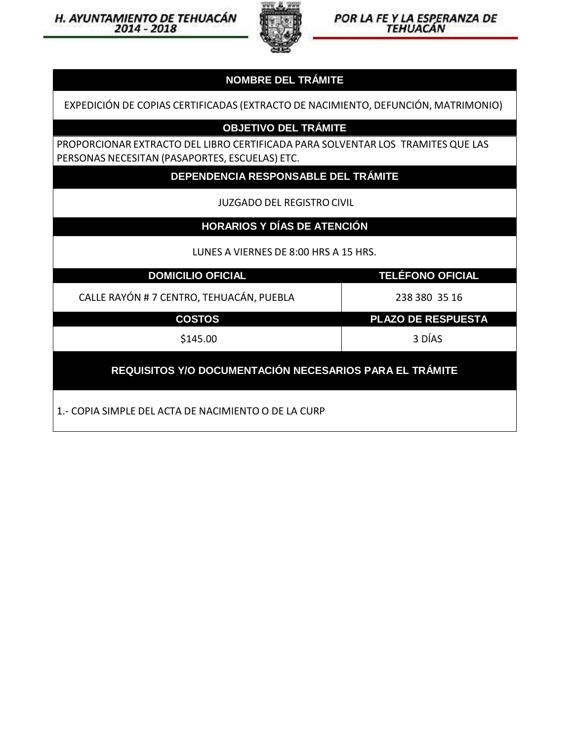H. AYUNTAMIENTO DE TEHUACÁN 2014 - 2018

POR LA FE Y LA ESPERANZA DE TEHUACÁN

| NOMBRE DEL TRÁMITE | |
|---|---|
| EXPEDICIÓN DE COPIAS CERTIFICADAS (EXTRACTO DE NACIMIENTO, DEFUNCIÓN, MATRIMONIO) | |
| **OBJETIVO DEL TRÁMITE** | |
| PROPORCIONAR EXTRACTO DEL LIBRO CERTIFICADA PARA SOLVENTAR LOS TRAMITES QUE LAS PERSONAS NECESITAN (PASAPORTES, ESCUELAS) ETC. | |
| **DEPENDENCIA RESPONSABLE DEL TRÁMITE** | |
| JUZGADO DEL REGISTRO CIVIL | |
| **HORARIOS Y DÍAS DE ATENCIÓN** | |
| LUNES A VIERNES DE 8:00 HRS A 15 HRS. | |
| **DOMICILIO OFICIAL** | **TELÉFONO OFICIAL** |
| CALLE RAYÓN # 7 CENTRO, TEHUACÁN, PUEBLA | 238 380 35 16 |
| **COSTOS** | **PLAZO DE RESPUESTA** |
| $145.00 | 3 DÍAS |
| **REQUISITOS Y/O DOCUMENTACIÓN NECESARIOS PARA EL TRÁMITE** | |
| 1.- COPIA SIMPLE DEL ACTA DE NACIMIENTO O DE LA CURP | |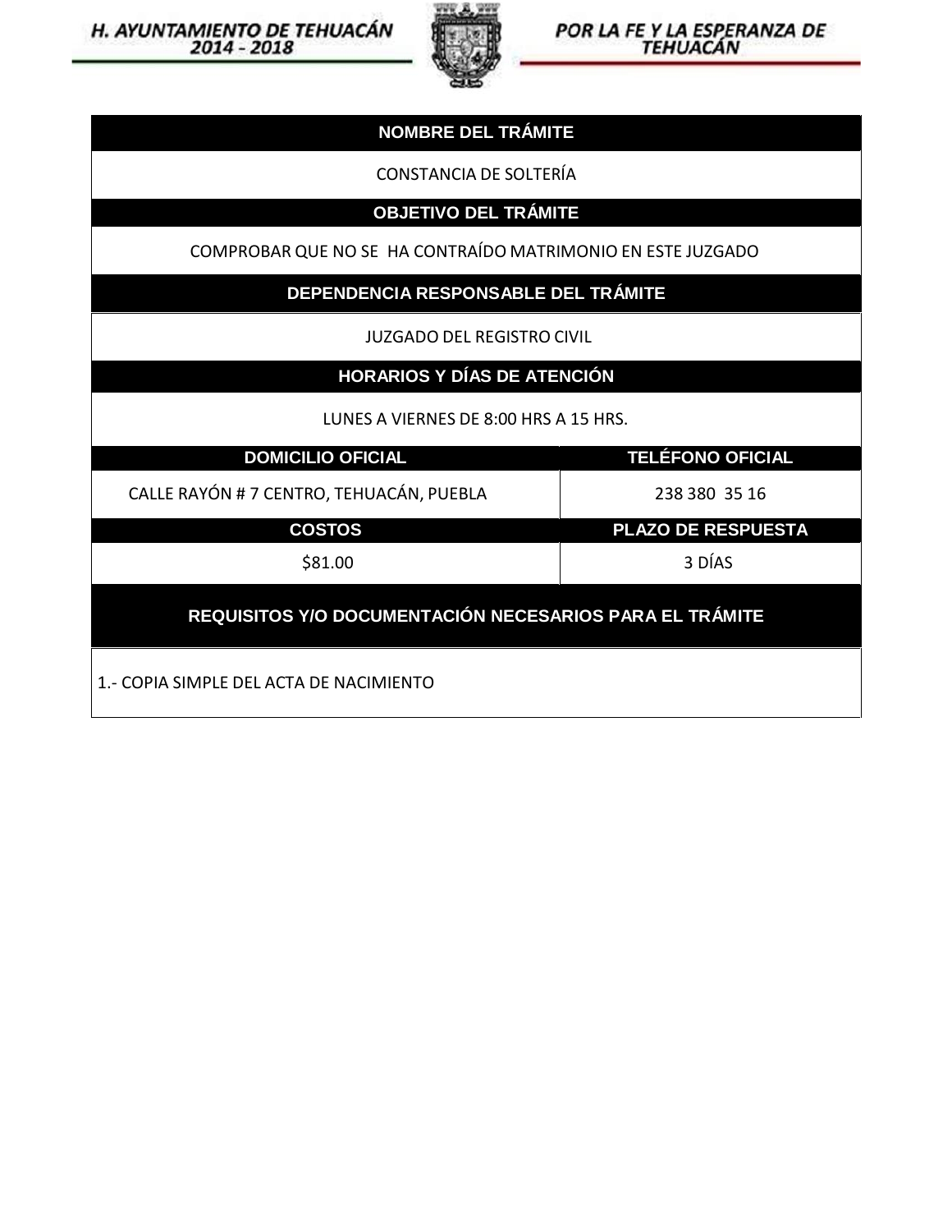| NOMBRE DEL TRÁMITE | |
|---|---|
| CONSTANCIA DE SOLTERÍA | |
| **OBJETIVO DEL TRÁMITE** | |
| COMPROBAR QUE NO SE HA CONTRAÍDO MATRIMONIO EN ESTE JUZGADO | |
| **DEPENDENCIA RESPONSABLE DEL TRÁMITE** | |
| JUZGADO DEL REGISTRO CIVIL | |
| **HORARIOS Y DÍAS DE ATENCIÓN** | |
| LUNES A VIERNES DE 8:00 HRS A 15 HRS. | |
| **DOMICILIO OFICIAL** | **TELÉFONO OFICIAL** |
| CALLE RAYÓN # 7 CENTRO, TEHUACÁN, PUEBLA | 238 380 35 16 |
| **COSTOS** | **PLAZO DE RESPUESTA** |
| $81.00 | 3 DÍAS |
| **REQUISITOS Y/O DOCUMENTACIÓN NECESARIOS PARA EL TRÁMITE** | |
| 1.- COPIA SIMPLE DEL ACTA DE NACIMIENTO | |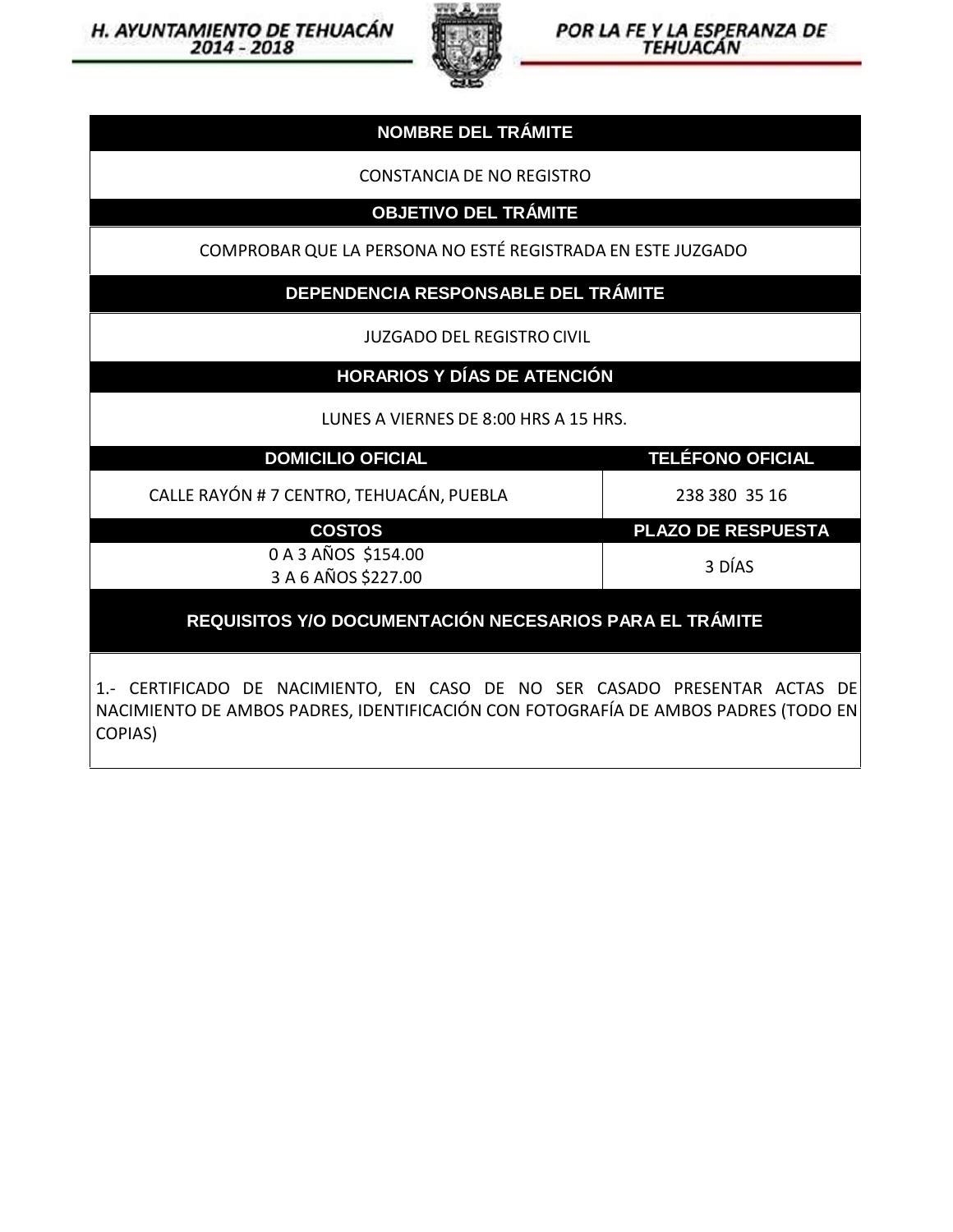| NOMBRE DEL TRÁMITE | |
|---|---|
| CONSTANCIA DE NO REGISTRO | |
| **OBJETIVO DEL TRÁMITE** | |
| COMPROBAR QUE LA PERSONA NO ESTÉ REGISTRADA EN ESTE JUZGADO | |
| **DEPENDENCIA RESPONSABLE DEL TRÁMITE** | |
| JUZGADO DEL REGISTRO CIVIL | |
| **HORARIOS Y DÍAS DE ATENCIÓN** | |
| LUNES A VIERNES DE 8:00 HRS A 15 HRS. | |
| **DOMICILIO OFICIAL** | **TELÉFONO OFICIAL** |
| CALLE RAYÓN # 7 CENTRO, TEHUACÁN, PUEBLA | 238 380 35 16 |
| **COSTOS** | **PLAZO DE RESPUESTA** |
| 0 A 3 AÑOS $154.00<br>3 A 6 AÑOS $227.00 | 3 DÍAS |
| **REQUISITOS Y/O DOCUMENTACIÓN NECESARIOS PARA EL TRÁMITE** | |
| 1.- CERTIFICADO DE NACIMIENTO, EN CASO DE NO SER CASADO PRESENTAR ACTAS DE NACIMIENTO DE AMBOS PADRES, IDENTIFICACIÓN CON FOTOGRAFÍA DE AMBOS PADRES (TODO EN COPIAS) | |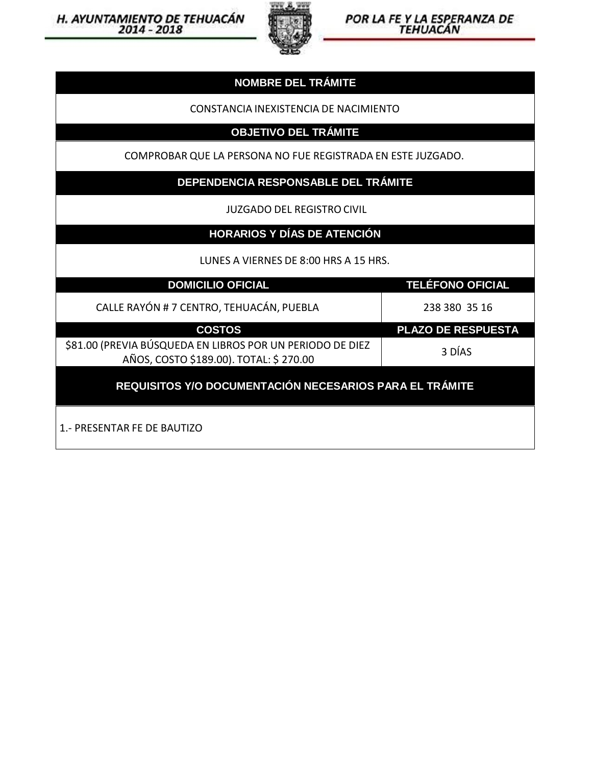| NOMBRE DEL TRÁMITE | |
|---|---|
| CONSTANCIA INEXISTENCIA DE NACIMIENTO | |
| **OBJETIVO DEL TRÁMITE** | |
| COMPROBAR QUE LA PERSONA NO FUE REGISTRADA EN ESTE JUZGADO. | |
| **DEPENDENCIA RESPONSABLE DEL TRÁMITE** | |
| JUZGADO DEL REGISTRO CIVIL | |
| **HORARIOS Y DÍAS DE ATENCIÓN** | |
| LUNES A VIERNES DE 8:00 HRS A 15 HRS. | |
| **DOMICILIO OFICIAL** | **TELÉFONO OFICIAL** |
| CALLE RAYÓN # 7 CENTRO, TEHUACÁN, PUEBLA | 238 380 35 16 |
| **COSTOS** | **PLAZO DE RESPUESTA** |
| $81.00 (PREVIA BÚSQUEDA EN LIBROS POR UN PERIODO DE DIEZ AÑOS, COSTO $189.00). TOTAL: $ 270.00 | 3 DÍAS |
| **REQUISITOS Y/O DOCUMENTACIÓN NECESARIOS PARA EL TRÁMITE** | |
| 1.- PRESENTAR FE DE BAUTIZO | |